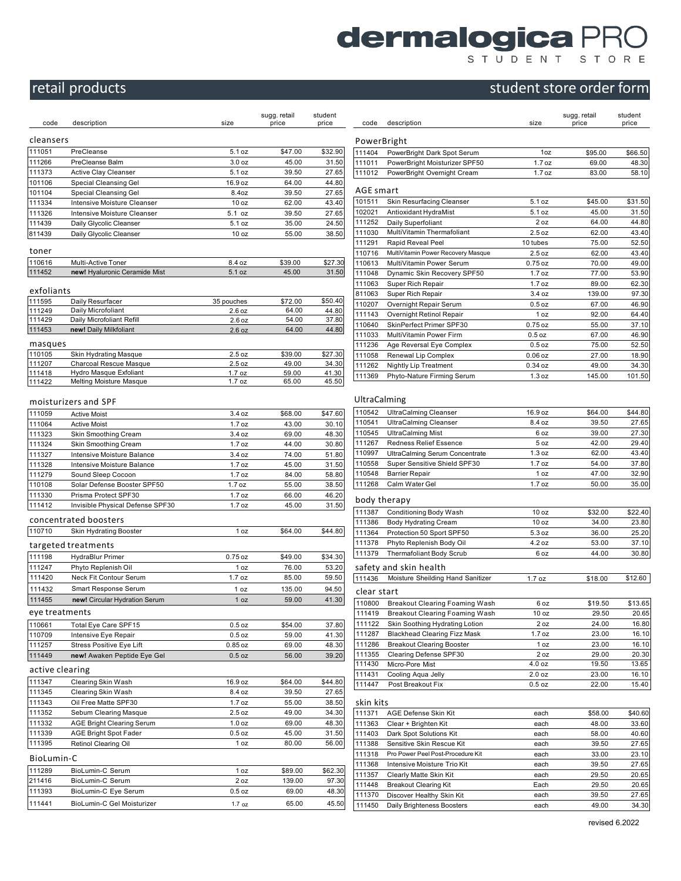# dermalogica PRO

STUDENT STORE

## retail products

## student store order form

| code | description | size | sugg. retail price | student price |
|---|---|---|---|---|
| **cleansers** | | | | |
| 111051 | PreCleanse | 5.1 oz | $47.00 | $32.90 |
| 111266 | PreCleanse Balm | 3.0 oz | 45.00 | 31.50 |
| 111373 | Active Clay Cleanser | 5.1 oz | 39.50 | 27.65 |
| 101106 | Special Cleansing Gel | 16.9 oz | 64.00 | 44.80 |
| 101104 | Special Cleansing Gel | 8.4oz | 39.50 | 27.65 |
| 111334 | Intensive Moisture Cleanser | 10 oz | 62.00 | 43.40 |
| 111326 | Intensive Moisture Cleanser | 5.1 oz | 39.50 | 27.65 |
| 111439 | Daily Glycolic Cleanser | 5.1 oz | 35.00 | 24.50 |
| 811439 | Daily Glycolic Cleanser | 10 oz | 55.00 | 38.50 |
| **toner** | | | | |
| 110616 | Multi-Active Toner | 8.4 oz | $39.00 | $27.30 |
| 111452 | **new!** Hyaluronic Ceramide Mist | 5.1 oz | 45.00 | 31.50 |
| **exfoliants** | | | | |
| 111595 | Daily Resurfacer | 35 pouches | $72.00 | $50.40 |
| 111249 | Daily Microfoliant | 2.6 oz | 64.00 | 44.80 |
| 111429 | Daily Microfoliant Refill | 2.6 oz | 54.00 | 37.80 |
| 111453 | **new!** Daily Milkfoliant | 2.6 oz | 64.00 | 44.80 |
| **masques** | | | | |
| 110105 | Skin Hydrating Masque | 2.5 oz | $39.00 | $27.30 |
| 111207 | Charcoal Rescue Masque | 2.5 oz | 49.00 | 34.30 |
| 111418 | Hydro Masque Exfoliant | 1.7 oz | 59.00 | 41.30 |
| 111422 | Melting Moisture Masque | 1.7 oz | 65.00 | 45.50 |
| **moisturizers and SPF** | | | | |
| 111059 | Active Moist | 3.4 oz | $68.00 | $47.60 |
| 111064 | Active Moist | 1.7 oz | 43.00 | 30.10 |
| 111323 | Skin Smoothing Cream | 3.4 oz | 69.00 | 48.30 |
| 111324 | Skin Smoothing Cream | 1.7 oz | 44.00 | 30.80 |
| 111327 | Intensive Moisture Balance | 3.4 oz | 74.00 | 51.80 |
| 111328 | Intensive Moisture Balance | 1.7 oz | 45.00 | 31.50 |
| 111279 | Sound Sleep Cocoon | 1.7 oz | 84.00 | 58.80 |
| 110108 | Solar Defense Booster SPF50 | 1.7 oz | 55.00 | 38.50 |
| 111330 | Prisma Protect SPF30 | 1.7 oz | 66.00 | 46.20 |
| 111412 | Invisible Physical Defense SPF30 | 1.7 oz | 45.00 | 31.50 |
| **concentrated boosters** | | | | |
| 110710 | Skin Hydrating Booster | 1 oz | $64.00 | $44.80 |
| **targeted treatments** | | | | |
| 111198 | HydraBlur Primer | 0.75 oz | $49.00 | $34.30 |
| 111247 | Phyto Replenish Oil | 1 oz | 76.00 | 53.20 |
| 111420 | Neck Fit Contour Serum | 1.7 oz | 85.00 | 59.50 |
| 111432 | Smart Response Serum | 1 oz | 135.00 | 94.50 |
| 111455 | **new!** Circular Hydration Serum | 1 oz | 59.00 | 41.30 |
| **eye treatments** | | | | |
| 110661 | Total Eye Care SPF15 | 0.5 oz | $54.00 | 37.80 |
| 110709 | Intensive Eye Repair | 0.5 oz | 59.00 | 41.30 |
| 111257 | Stress Positive Eye Lift | 0.85 oz | 69.00 | 48.30 |
| 111449 | **new!** Awaken Peptide Eye Gel | 0.5 oz | 56.00 | 39.20 |
| **active clearing** | | | | |
| 111347 | Clearing Skin Wash | 16.9 oz | $64.00 | $44.80 |
| 111345 | Clearing Skin Wash | 8.4 oz | 39.50 | 27.65 |
| 111343 | Oil Free Matte SPF30 | 1.7 oz | 55.00 | 38.50 |
| 111352 | Sebum Clearing Masque | 2.5 oz | 49.00 | 34.30 |
| 111332 | AGE Bright Clearing Serum | 1.0 oz | 69.00 | 48.30 |
| 111339 | AGE Bright Spot Fader | 0.5 oz | 45.00 | 31.50 |
| 111395 | Retinol Clearing Oil | 1 oz | 80.00 | 56.00 |
| **BioLumin-C** | | | | |
| 111289 | BioLumin-C Serum | 1 oz | $89.00 | $62.30 |
| 211416 | BioLumin-C Serum | 2 oz | 139.00 | 97.30 |
| 111393 | BioLumin-C Eye Serum | 0.5 oz | 69.00 | 48.30 |
| 111441 | BioLumin-C Gel Moisturizer | 1.7 oz | 65.00 | 45.50 |

| code | description | size | sugg. retail price | student price |
|---|---|---|---|---|
| **PowerBright** | | | | |
| 111404 | PowerBright Dark Spot Serum | 1oz | $95.00 | $66.50 |
| 111011 | PowerBright Moisturizer SPF50 | 1.7 oz | 69.00 | 48.30 |
| 111012 | PowerBright Overnight Cream | 1.7 oz | 83.00 | 58.10 |
| **AGE smart** | | | | |
| 101511 | Skin Resurfacing Cleanser | 5.1 oz | $45.00 | $31.50 |
| 102021 | Antioxidant HydraMist | 5.1 oz | 45.00 | 31.50 |
| 111252 | Daily Superfoliant | 2 oz | 64.00 | 44.80 |
| 111030 | MultiVitamin Thermafoliant | 2.5 oz | 62.00 | 43.40 |
| 111291 | Rapid Reveal Peel | 10 tubes | 75.00 | 52.50 |
| 110716 | MultiVitamin Power Recovery Masque | 2.5 oz | 62.00 | 43.40 |
| 110613 | MultiVitamin Power Serum | 0.75 oz | 70.00 | 49.00 |
| 111048 | Dynamic Skin Recovery SPF50 | 1.7 oz | 77.00 | 53.90 |
| 111063 | Super Rich Repair | 1.7 oz | 89.00 | 62.30 |
| 811063 | Super Rich Repair | 3.4 oz | 139.00 | 97.30 |
| 110207 | Overnight Repair Serum | 0.5 oz | 67.00 | 46.90 |
| 111143 | Overnight Retinol Repair | 1 oz | 92.00 | 64.40 |
| 110640 | SkinPerfect Primer SPF30 | 0.75 oz | 55.00 | 37.10 |
| 111033 | MultiVitamin Power Firm | 0.5 oz | 67.00 | 46.90 |
| 111236 | Age Reversal Eye Complex | 0.5 oz | 75.00 | 52.50 |
| 111058 | Renewal Lip Complex | 0.06 oz | 27.00 | 18.90 |
| 111262 | Nightly Lip Treatment | 0.34 oz | 49.00 | 34.30 |
| 111369 | Phyto-Nature Firming Serum | 1.3 oz | 145.00 | 101.50 |
| **UltraCalming** | | | | |
| 110542 | UltraCalming Cleanser | 16.9 oz | $64.00 | $44.80 |
| 110541 | UltraCalming Cleanser | 8.4 oz | 39.50 | 27.65 |
| 110545 | UltraCalming Mist | 6 oz | 39.00 | 27.30 |
| 111267 | Redness Relief Essence | 5 oz | 42.00 | 29.40 |
| 110997 | UltraCalming Serum Concentrate | 1.3 oz | 62.00 | 43.40 |
| 110558 | Super Sensitive Shield SPF30 | 1.7 oz | 54.00 | 37.80 |
| 110548 | Barrier Repair | 1 oz | 47.00 | 32.90 |
| 111268 | Calm Water Gel | 1.7 oz | 50.00 | 35.00 |
| **body therapy** | | | | |
| 111387 | Conditioning Body Wash | 10 oz | $32.00 | $22.40 |
| 111386 | Body Hydrating Cream | 10 oz | 34.00 | 23.80 |
| 111364 | Protection 50 Sport SPF50 | 5.3 oz | 36.00 | 25.20 |
| 111378 | Phyto Replenish Body Oil | 4.2 oz | 53.00 | 37.10 |
| 111379 | Thermafoliant Body Scrub | 6 oz | 44.00 | 30.80 |
| **safety and skin health** | | | | |
| 111436 | Moisture Sheilding Hand Sanitizer | 1.7 oz | $18.00 | $12.60 |
| **clear start** | | | | |
| 110800 | Breakout Clearing Foaming Wash | 6 oz | $19.50 | $13.65 |
| 111419 | Breakout Clearing Foaming Wash | 10 oz | 29.50 | 20.65 |
| 111122 | Skin Soothing Hydrating Lotion | 2 oz | 24.00 | 16.80 |
| 111287 | Blackhead Clearing Fizz Mask | 1.7 oz | 23.00 | 16.10 |
| 111286 | Breakout Clearing Booster | 1 oz | 23.00 | 16.10 |
| 111355 | Clearing Defense SPF30 | 2 oz | 29.00 | 20.30 |
| 111430 | Micro-Pore Mist | 4.0 oz | 19.50 | 13.65 |
| 111431 | Cooling Aqua Jelly | 2.0 oz | 23.00 | 16.10 |
| 111447 | Post Breakout Fix | 0.5 oz | 22.00 | 15.40 |
| **skin kits** | | | | |
| 111371 | AGE Defense Skin Kit | each | $58.00 | $40.60 |
| 111363 | Clear + Brighten Kit | each | 48.00 | 33.60 |
| 111403 | Dark Spot Solutions Kit | each | 58.00 | 40.60 |
| 111388 | Sensitive Skin Rescue Kit | each | 39.50 | 27.65 |
| 111318 | Pro Power Peel Post-Procedure Kit | each | 33.00 | 23.10 |
| 111368 | Intensive Moisture Trio Kit | each | 39.50 | 27.65 |
| 111357 | Clearly Matte Skin Kit | each | 29.50 | 20.65 |
| 111448 | Breakout Clearing Kit | Each | 29.50 | 20.65 |
| 111370 | Discover Healthy Skin Kit | each | 39.50 | 27.65 |
| 111450 | Daily Brighteness Boosters | each | 49.00 | 34.30 |

revised 6.2022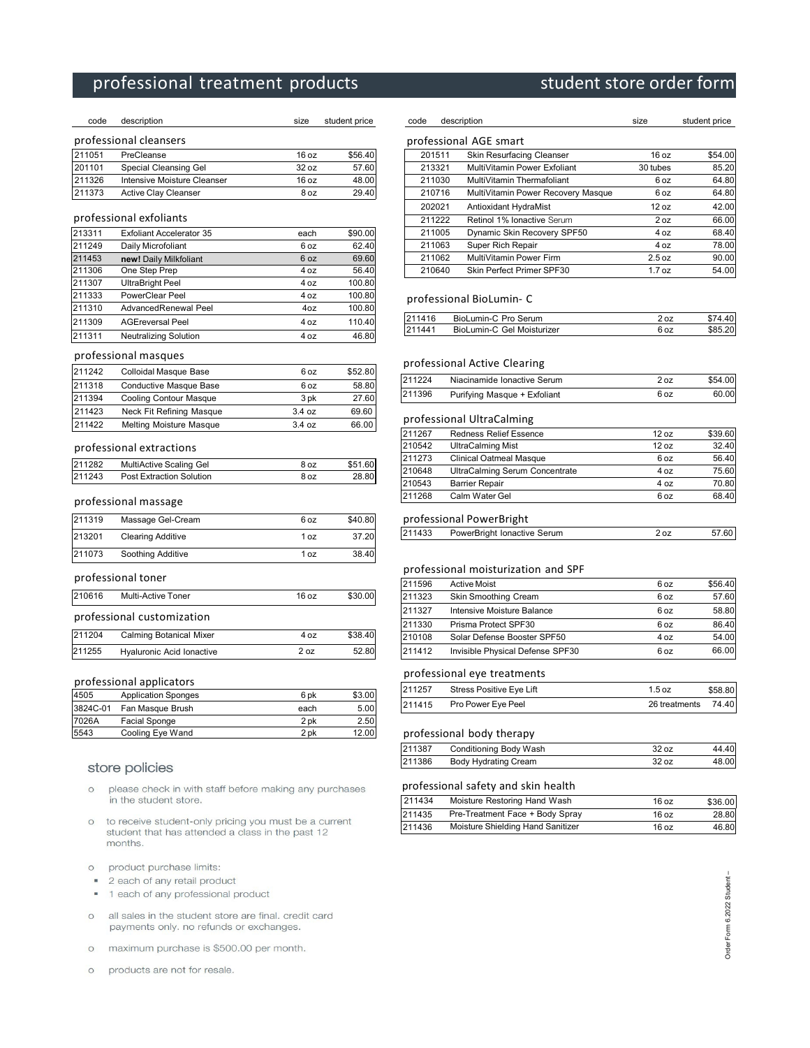# professional treatment products

# student store order form

## professional cleansers

| code | description | size | student price |
|---|---|---|---|
| 211051 | PreCleanse | 16 oz | $56.40 |
| 201101 | Special Cleansing Gel | 32 oz | 57.60 |
| 211326 | Intensive Moisture Cleanser | 16 oz | 48.00 |
| 211373 | Active Clay Cleanser | 8 oz | 29.40 |

## professional exfoliants

| code | description | size | student price |
|---|---|---|---|
| 213311 | Exfoliant Accelerator 35 | each | $90.00 |
| 211249 | Daily Microfoliant | 6 oz | 62.40 |
| 211453 | **new!** Daily Milkfoliant | 6 oz | 69.60 |
| 211306 | One Step Prep | 4 oz | 56.40 |
| 211307 | UltraBright Peel | 4 oz | 100.80 |
| 211333 | PowerClear Peel | 4 oz | 100.80 |
| 211310 | AdvancedRenewal Peel | 4oz | 100.80 |
| 211309 | AGEreversal Peel | 4 oz | 110.40 |
| 211311 | Neutralizing Solution | 4 oz | 46.80 |

## professional masques

| code | description | size | student price |
|---|---|---|---|
| 211242 | Colloidal Masque Base | 6 oz | $52.80 |
| 211318 | Conductive Masque Base | 6 oz | 58.80 |
| 211394 | Cooling Contour Masque | 3 pk | 27.60 |
| 211423 | Neck Fit Refining Masque | 3.4 oz | 69.60 |
| 211422 | Melting Moisture Masque | 3.4 oz | 66.00 |

## professional extractions

| code | description | size | student price |
|---|---|---|---|
| 211282 | MultiActive Scaling Gel | 8 oz | $51.60 |
| 211243 | Post Extraction Solution | 8 oz | 28.80 |

## professional massage

| code | description | size | student price |
|---|---|---|---|
| 211319 | Massage Gel-Cream | 6 oz | $40.80 |
| 213201 | Clearing Additive | 1 oz | 37.20 |
| 211073 | Soothing Additive | 1 oz | 38.40 |

## professional toner

| code | description | size | student price |
|---|---|---|---|
| 210616 | Multi-Active Toner | 16 oz | $30.00 |

## professional customization

| code | description | size | student price |
|---|---|---|---|
| 211204 | Calming Botanical Mixer | 4 oz | $38.40 |
| 211255 | Hyaluronic Acid Ionactive | 2 oz | 52.80 |

## professional applicators

| code | description | size | student price |
|---|---|---|---|
| 4505 | Application Sponges | 6 pk | $3.00 |
| 3824C-01 | Fan Masque Brush | each | 5.00 |
| 7026A | Facial Sponge | 2 pk | 2.50 |
| 5543 | Cooling Eye Wand | 2 pk | 12.00 |

## store policies

- please check in with staff before making any purchases in the student store.
- to receive student-only pricing you must be a current student that has attended a class in the past 12 months.
- product purchase limits:
  - 2 each of any retail product
  - 1 each of any professional product
- all sales in the student store are final. credit card payments only. no refunds or exchanges.
- maximum purchase is $500.00 per month.
- products are not for resale.

## professional AGE smart

| code | description | size | student price |
|---|---|---|---|
| 201511 | Skin Resurfacing Cleanser | 16 oz | $54.00 |
| 213321 | MultiVitamin Power Exfoliant | 30 tubes | 85.20 |
| 211030 | MultiVitamin Thermafoliant | 6 oz | 64.80 |
| 210716 | MultiVitamin Power Recovery Masque | 6 oz | 64.80 |
| 202021 | Antioxidant HydraMist | 12 oz | 42.00 |
| 211222 | Retinol 1% Ionactive Serum | 2 oz | 66.00 |
| 211005 | Dynamic Skin Recovery SPF50 | 4 oz | 68.40 |
| 211063 | Super Rich Repair | 4 oz | 78.00 |
| 211062 | MultiVitamin Power Firm | 2.5 oz | 90.00 |
| 210640 | Skin Perfect Primer SPF30 | 1.7 oz | 54.00 |

## professional BioLumin- C

| code | description | size | student price |
|---|---|---|---|
| 211416 | BioLumin-C Pro Serum | 2 oz | $74.40 |
| 211441 | BioLumin-C Gel Moisturizer | 6 oz | $85.20 |

## professional Active Clearing

| code | description | size | student price |
|---|---|---|---|
| 211224 | Niacinamide Ionactive Serum | 2 oz | $54.00 |
| 211396 | Purifying Masque + Exfoliant | 6 oz | 60.00 |

## professional UltraCalming

| code | description | size | student price |
|---|---|---|---|
| 211267 | Redness Relief Essence | 12 oz | $39.60 |
| 210542 | UltraCalming Mist | 12 oz | 32.40 |
| 211273 | Clinical Oatmeal Masque | 6 oz | 56.40 |
| 210648 | UltraCalming Serum Concentrate | 4 oz | 75.60 |
| 210543 | Barrier Repair | 4 oz | 70.80 |
| 211268 | Calm Water Gel | 6 oz | 68.40 |

## professional PowerBright

| code | description | size | student price |
|---|---|---|---|
| 211433 | PowerBright Ionactive Serum | 2 oz | 57.60 |

## professional moisturization and SPF

| code | description | size | student price |
|---|---|---|---|
| 211596 | Active Moist | 6 oz | $56.40 |
| 211323 | Skin Smoothing Cream | 6 oz | 57.60 |
| 211327 | Intensive Moisture Balance | 6 oz | 58.80 |
| 211330 | Prisma Protect SPF30 | 6 oz | 86.40 |
| 210108 | Solar Defense Booster SPF50 | 4 oz | 54.00 |
| 211412 | Invisible Physical Defense SPF30 | 6 oz | 66.00 |

## professional eye treatments

| code | description | size | student price |
|---|---|---|---|
| 211257 | Stress Positive Eye Lift | 1.5 oz | $58.80 |
| 211415 | Pro Power Eye Peel | 26 treatments | 74.40 |

## professional body therapy

| code | description | size | student price |
|---|---|---|---|
| 211387 | Conditioning Body Wash | 32 oz | 44.40 |
| 211386 | Body Hydrating Cream | 32 oz | 48.00 |

## professional safety and skin health

| code | description | size | student price |
|---|---|---|---|
| 211434 | Moisture Restoring Hand Wash | 16 oz | $36.00 |
| 211435 | Pre-Treatment Face + Body Spray | 16 oz | 28.80 |
| 211436 | Moisture Shielding Hand Sanitizer | 16 oz | 46.80 |

Order Form 6.2022 Student –